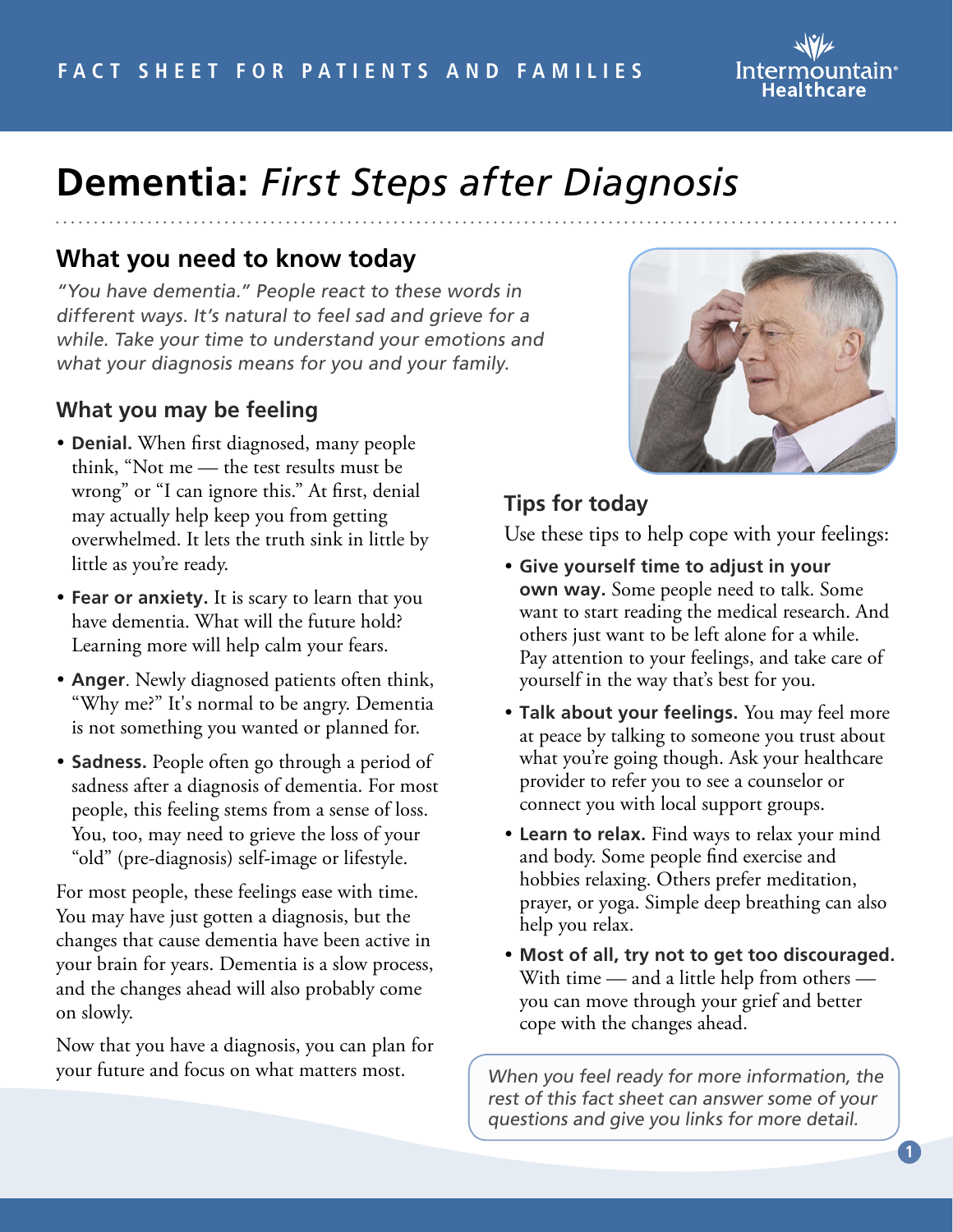FACT SHEET FOR PATIENTS AND FAMILIES

# Dementia: *First Steps after Diagnosis*

## What you need to know today

*"You have dementia." People react to these words in different ways. It's natural to feel sad and grieve for a while. Take your time to understand your emotions and what your diagnosis means for you and your family.*

### What you may be feeling

- **Denial.** When first diagnosed, many people think, "Not me — the test results must be wrong" or "I can ignore this." At first, denial may actually help keep you from getting overwhelmed. It lets the truth sink in little by little as you're ready.
- **Fear or anxiety.** It is scary to learn that you have dementia. What will the future hold? Learning more will help calm your fears.
- **Anger**. Newly diagnosed patients often think, "Why me?" It's normal to be angry. Dementia is not something you wanted or planned for.
- **Sadness.** People often go through a period of sadness after a diagnosis of dementia. For most people, this feeling stems from a sense of loss. You, too, may need to grieve the loss of your "old" (pre-diagnosis) self-image or lifestyle.

For most people, these feelings ease with time. You may have just gotten a diagnosis, but the changes that cause dementia have been active in your brain for years. Dementia is a slow process, and the changes ahead will also probably come on slowly.

Now that you have a diagnosis, you can plan for your future and focus on what matters most.

### Tips for today

Use these tips to help cope with your feelings:

- **Give yourself time to adjust in your own way.** Some people need to talk. Some want to start reading the medical research. And others just want to be left alone for a while. Pay attention to your feelings, and take care of yourself in the way that's best for you.
- **Talk about your feelings.** You may feel more at peace by talking to someone you trust about what you're going though. Ask your healthcare provider to refer you to see a counselor or connect you with local support groups.
- **Learn to relax.** Find ways to relax your mind and body. Some people find exercise and hobbies relaxing. Others prefer meditation, prayer, or yoga. Simple deep breathing can also help you relax.
- **Most of all, try not to get too discouraged.** With time — and a little help from others — you can move through your grief and better cope with the changes ahead.

*When you feel ready for more information, the rest of this fact sheet can answer some of your questions and give you links for more detail.*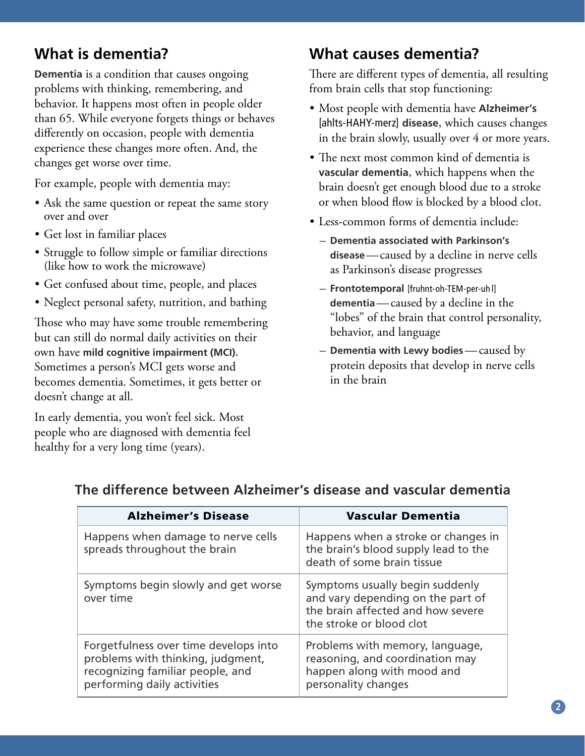## What is dementia?

**Dementia** is a condition that causes ongoing problems with thinking, remembering, and behavior. It happens most often in people older than 65. While everyone forgets things or behaves differently on occasion, people with dementia experience these changes more often. And, the changes get worse over time.

For example, people with dementia may:

- Ask the same question or repeat the same story over and over
- Get lost in familiar places
- Struggle to follow simple or familiar directions (like how to work the microwave)
- Get confused about time, people, and places
- Neglect personal safety, nutrition, and bathing

Those who may have some trouble remembering but can still do normal daily activities on their own have **mild cognitive impairment (MCI).** Sometimes a person's MCI gets worse and becomes dementia. Sometimes, it gets better or doesn't change at all.

In early dementia, you won't feel sick. Most people who are diagnosed with dementia feel healthy for a very long time (years).

## What causes dementia?

There are different types of dementia, all resulting from brain cells that stop functioning:

- Most people with dementia have **Alzheimer's** [ahlts-HAHY-merz] **disease**, which causes changes in the brain slowly, usually over 4 or more years.
- The next most common kind of dementia is **vascular dementia**, which happens when the brain doesn't get enough blood due to a stroke or when blood flow is blocked by a blood clot.
- Less-common forms of dementia include:
  - **Dementia associated with Parkinson's disease** — caused by a decline in nerve cells as Parkinson's disease progresses
  - **Frontotemporal** [fruhnt-oh-TEM-per-uhl] **dementia** — caused by a decline in the "lobes" of the brain that control personality, behavior, and language
  - **Dementia with Lewy bodies** — caused by protein deposits that develop in nerve cells in the brain

### The difference between Alzheimer's disease and vascular dementia

| Alzheimer's Disease | Vascular Dementia |
| --- | --- |
| Happens when damage to nerve cells spreads throughout the brain | Happens when a stroke or changes in the brain's blood supply lead to the death of some brain tissue |
| Symptoms begin slowly and get worse over time | Symptoms usually begin suddenly and vary depending on the part of the brain affected and how severe the stroke or blood clot |
| Forgetfulness over time develops into problems with thinking, judgment, recognizing familiar people, and performing daily activities | Problems with memory, language, reasoning, and coordination may happen along with mood and personality changes |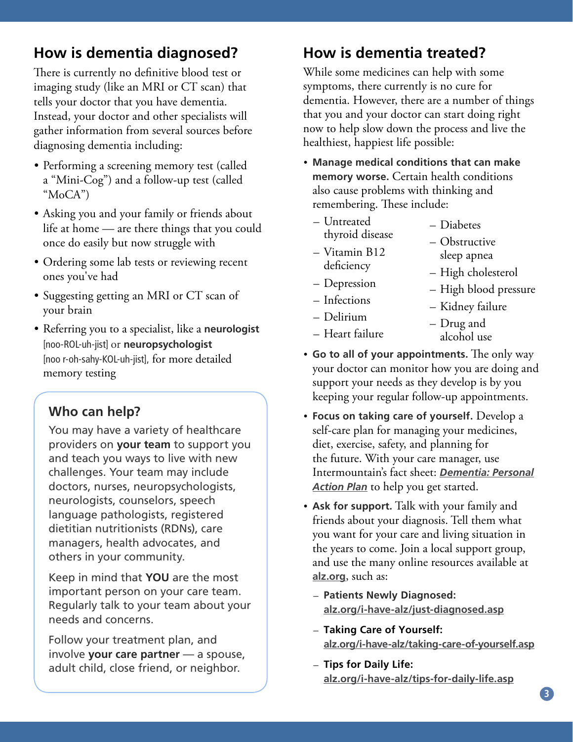## How is dementia diagnosed?

There is currently no definitive blood test or imaging study (like an MRI or CT scan) that tells your doctor that you have dementia. Instead, your doctor and other specialists will gather information from several sources before diagnosing dementia including:

- Performing a screening memory test (called a "Mini-Cog") and a follow-up test (called "MoCA")
- Asking you and your family or friends about life at home — are there things that you could once do easily but now struggle with
- Ordering some lab tests or reviewing recent ones you've had
- Suggesting getting an MRI or CT scan of your brain
- Referring you to a specialist, like a **neurologist** [noo-ROL-uh-jist] or **neuropsychologist** [noo r-oh-sahy-KOL-uh-jist], for more detailed memory testing

### Who can help?

You may have a variety of healthcare providers on **your team** to support you and teach you ways to live with new challenges. Your team may include doctors, nurses, neuropsychologists, neurologists, counselors, speech language pathologists, registered dietitian nutritionists (RDNs), care managers, health advocates, and others in your community.

Keep in mind that **YOU** are the most important person on your care team. Regularly talk to your team about your needs and concerns.

Follow your treatment plan, and involve **your care partner** — a spouse, adult child, close friend, or neighbor.

## How is dementia treated?

While some medicines can help with some symptoms, there currently is no cure for dementia. However, there are a number of things that you and your doctor can start doing right now to help slow down the process and live the healthiest, happiest life possible:

- **Manage medical conditions that can make memory worse.** Certain health conditions also cause problems with thinking and remembering. These include:
  - Untreated thyroid disease
  - Vitamin B12 deficiency
  - Depression
  - Infections
  - Delirium
  - Heart failure
  - Diabetes
  - Obstructive sleep apnea
  - High cholesterol
  - High blood pressure
  - Kidney failure
  - Drug and alcohol use
- **Go to all of your appointments.** The only way your doctor can monitor how you are doing and support your needs as they develop is by you keeping your regular follow-up appointments.
- **Focus on taking care of yourself.** Develop a self-care plan for managing your medicines, diet, exercise, safety, and planning for the future. With your care manager, use Intermountain's fact sheet: ***Dementia: Personal Action Plan*** to help you get started.
- **Ask for support.** Talk with your family and friends about your diagnosis. Tell them what you want for your care and living situation in the years to come. Join a local support group, and use the many online resources available at alz.org, such as:
  - **Patients Newly Diagnosed:** alz.org/i-have-alz/just-diagnosed.asp
  - **Taking Care of Yourself:** alz.org/i-have-alz/taking-care-of-yourself.asp
  - **Tips for Daily Life:** alz.org/i-have-alz/tips-for-daily-life.asp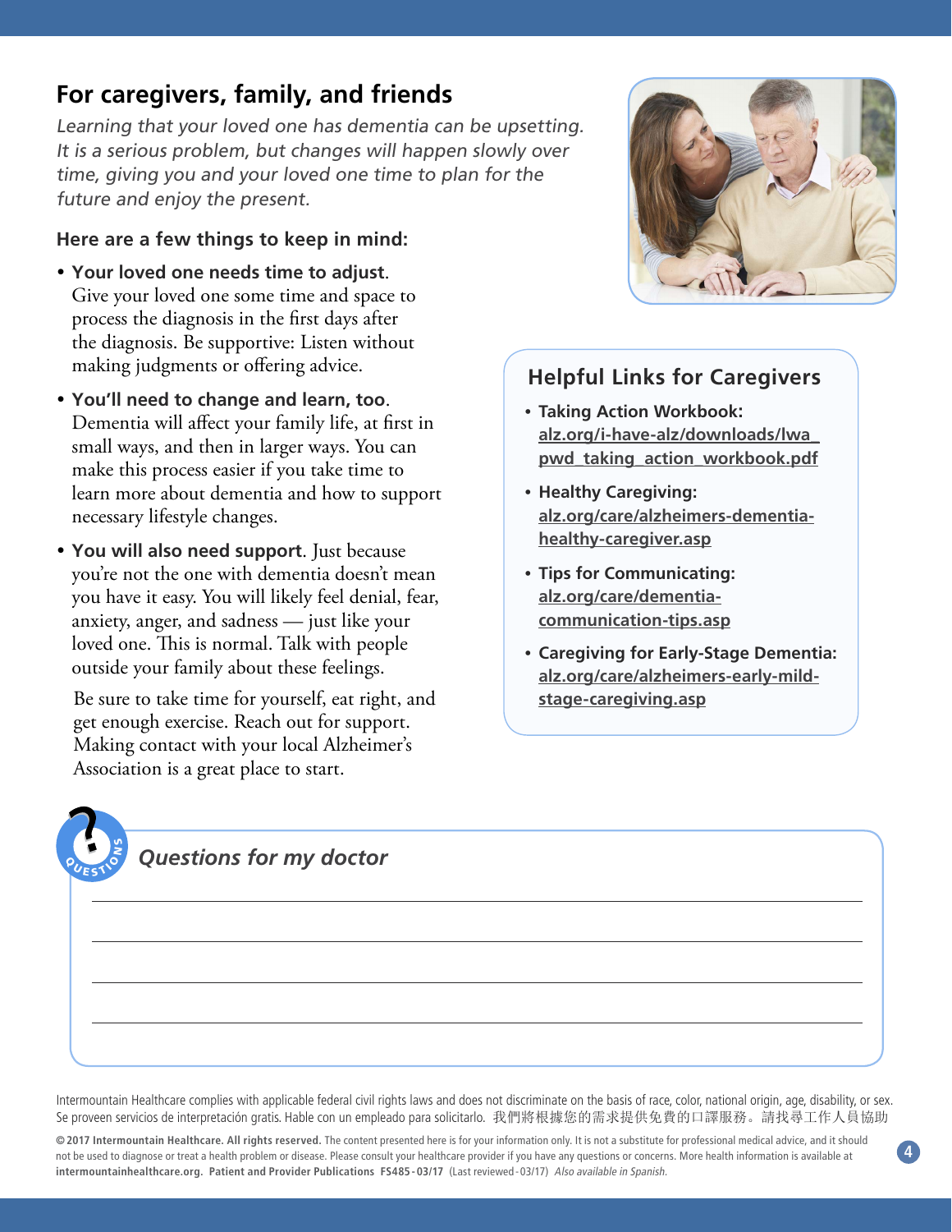## For caregivers, family, and friends

*Learning that your loved one has dementia can be upsetting. It is a serious problem, but changes will happen slowly over time, giving you and your loved one time to plan for the future and enjoy the present.*

### Here are a few things to keep in mind:

- **Your loved one needs time to adjust**. Give your loved one some time and space to process the diagnosis in the first days after the diagnosis. Be supportive: Listen without making judgments or offering advice.
- **You'll need to change and learn, too**. Dementia will affect your family life, at first in small ways, and then in larger ways. You can make this process easier if you take time to learn more about dementia and how to support necessary lifestyle changes.
- **You will also need support**. Just because you're not the one with dementia doesn't mean you have it easy. You will likely feel denial, fear, anxiety, anger, and sadness — just like your loved one. This is normal. Talk with people outside your family about these feelings.

  Be sure to take time for yourself, eat right, and get enough exercise. Reach out for support. Making contact with your local Alzheimer's Association is a great place to start.

### Helpful Links for Caregivers

- **Taking Action Workbook:** alz.org/i-have-alz/downloads/lwa_pwd_taking_action_workbook.pdf
- **Healthy Caregiving:** alz.org/care/alzheimers-dementia-healthy-caregiver.asp
- **Tips for Communicating:** alz.org/care/dementia-communication-tips.asp
- **Caregiving for Early-Stage Dementia:** alz.org/care/alzheimers-early-mild-stage-caregiving.asp

### *Questions for my doctor*

\_\_\_\_\_\_\_\_\_\_\_\_\_\_\_\_\_\_\_\_\_\_\_\_\_\_\_\_\_\_\_\_\_\_\_\_\_\_\_\_

\_\_\_\_\_\_\_\_\_\_\_\_\_\_\_\_\_\_\_\_\_\_\_\_\_\_\_\_\_\_\_\_\_\_\_\_\_\_\_\_

\_\_\_\_\_\_\_\_\_\_\_\_\_\_\_\_\_\_\_\_\_\_\_\_\_\_\_\_\_\_\_\_\_\_\_\_\_\_\_\_

\_\_\_\_\_\_\_\_\_\_\_\_\_\_\_\_\_\_\_\_\_\_\_\_\_\_\_\_\_\_\_\_\_\_\_\_\_\_\_\_

Intermountain Healthcare complies with applicable federal civil rights laws and does not discriminate on the basis of race, color, national origin, age, disability, or sex. Se proveen servicios de interpretación gratis. Hable con un empleado para solicitarlo. 我們將根據您的需求提供免費的口譯服務。請找尋工作人員協助

**© 2017 Intermountain Healthcare. All rights reserved.** The content presented here is for your information only. It is not a substitute for professional medical advice, and it should not be used to diagnose or treat a health problem or disease. Please consult your healthcare provider if you have any questions or concerns. More health information is available at **intermountainhealthcare.org. Patient and Provider Publications FS485 - 03/17** (Last reviewed - 03/17) *Also available in Spanish.*